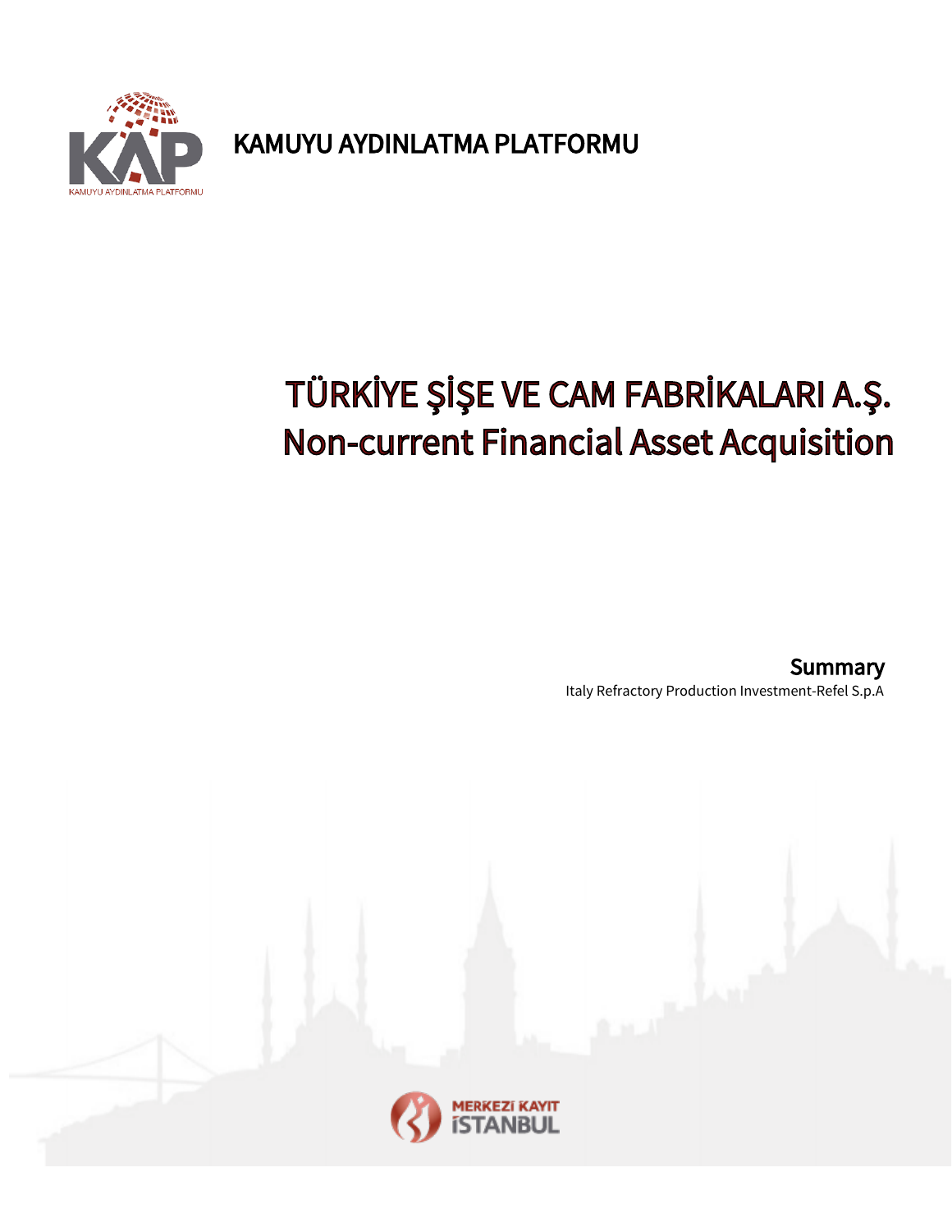KAMUYU AYDINLATMA PLATFORMU

# TÜRKİYE ŞİŞE VE CAM FABRİKALARI A.Ş.
# Non-current Financial Asset Acquisition

## Summary

Italy Refractory Production Investment-Refel S.p.A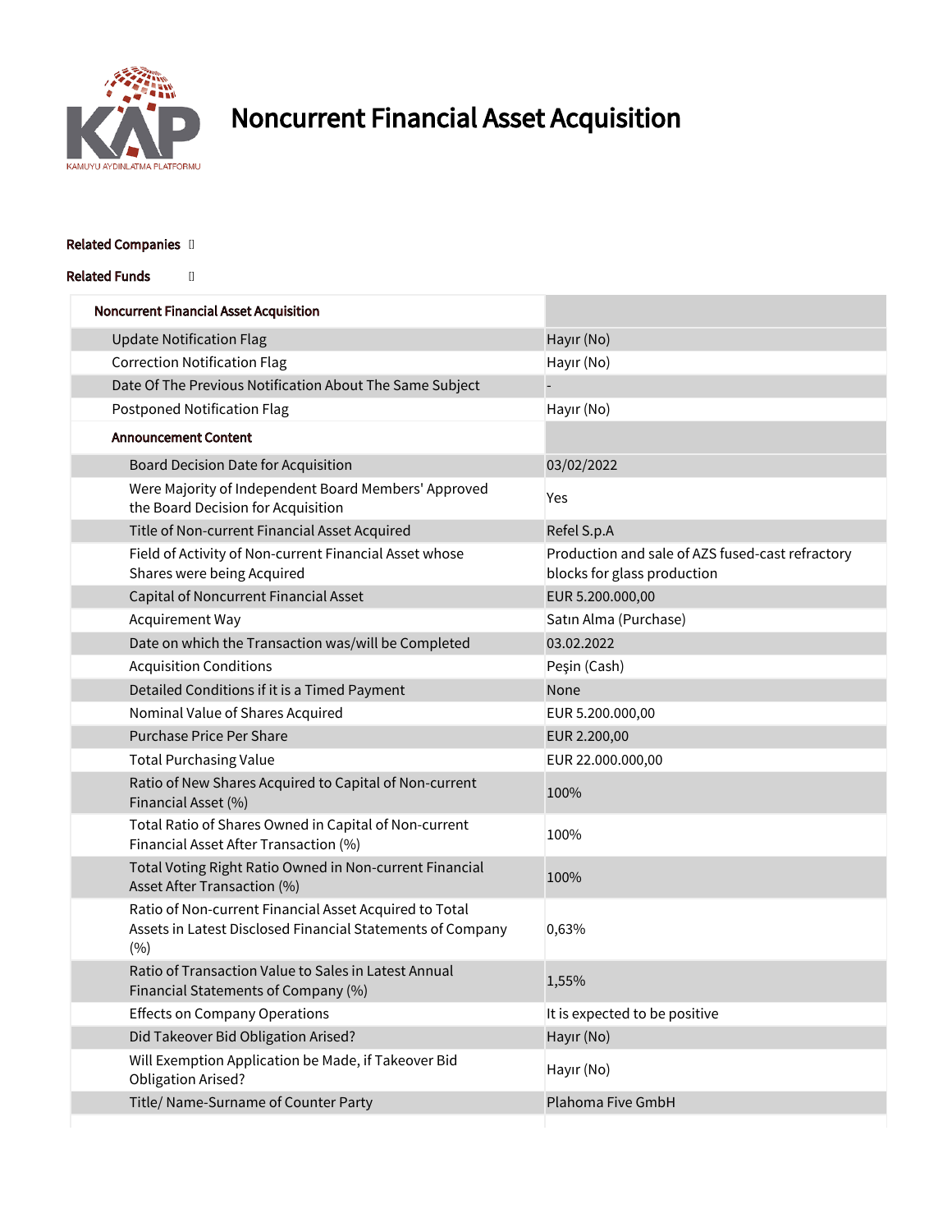# Noncurrent Financial Asset Acquisition

**Related Companies**

**Related Funds**

| Noncurrent Financial Asset Acquisition | |
|---|---|
| Update Notification Flag | Hayır (No) |
| Correction Notification Flag | Hayır (No) |
| Date Of The Previous Notification About The Same Subject | - |
| Postponed Notification Flag | Hayır (No) |
| **Announcement Content** | |
| Board Decision Date for Acquisition | 03/02/2022 |
| Were Majority of Independent Board Members' Approved the Board Decision for Acquisition | Yes |
| Title of Non-current Financial Asset Acquired | Refel S.p.A |
| Field of Activity of Non-current Financial Asset whose Shares were being Acquired | Production and sale of AZS fused-cast refractory blocks for glass production |
| Capital of Noncurrent Financial Asset | EUR 5.200.000,00 |
| Acquirement Way | Satın Alma (Purchase) |
| Date on which the Transaction was/will be Completed | 03.02.2022 |
| Acquisition Conditions | Peşin (Cash) |
| Detailed Conditions if it is a Timed Payment | None |
| Nominal Value of Shares Acquired | EUR 5.200.000,00 |
| Purchase Price Per Share | EUR 2.200,00 |
| Total Purchasing Value | EUR 22.000.000,00 |
| Ratio of New Shares Acquired to Capital of Non-current Financial Asset (%) | 100% |
| Total Ratio of Shares Owned in Capital of Non-current Financial Asset After Transaction (%) | 100% |
| Total Voting Right Ratio Owned in Non-current Financial Asset After Transaction (%) | 100% |
| Ratio of Non-current Financial Asset Acquired to Total Assets in Latest Disclosed Financial Statements of Company (%) | 0,63% |
| Ratio of Transaction Value to Sales in Latest Annual Financial Statements of Company (%) | 1,55% |
| Effects on Company Operations | It is expected to be positive |
| Did Takeover Bid Obligation Arised? | Hayır (No) |
| Will Exemption Application be Made, if Takeover Bid Obligation Arised? | Hayır (No) |
| Title/ Name-Surname of Counter Party | Plahoma Five GmbH |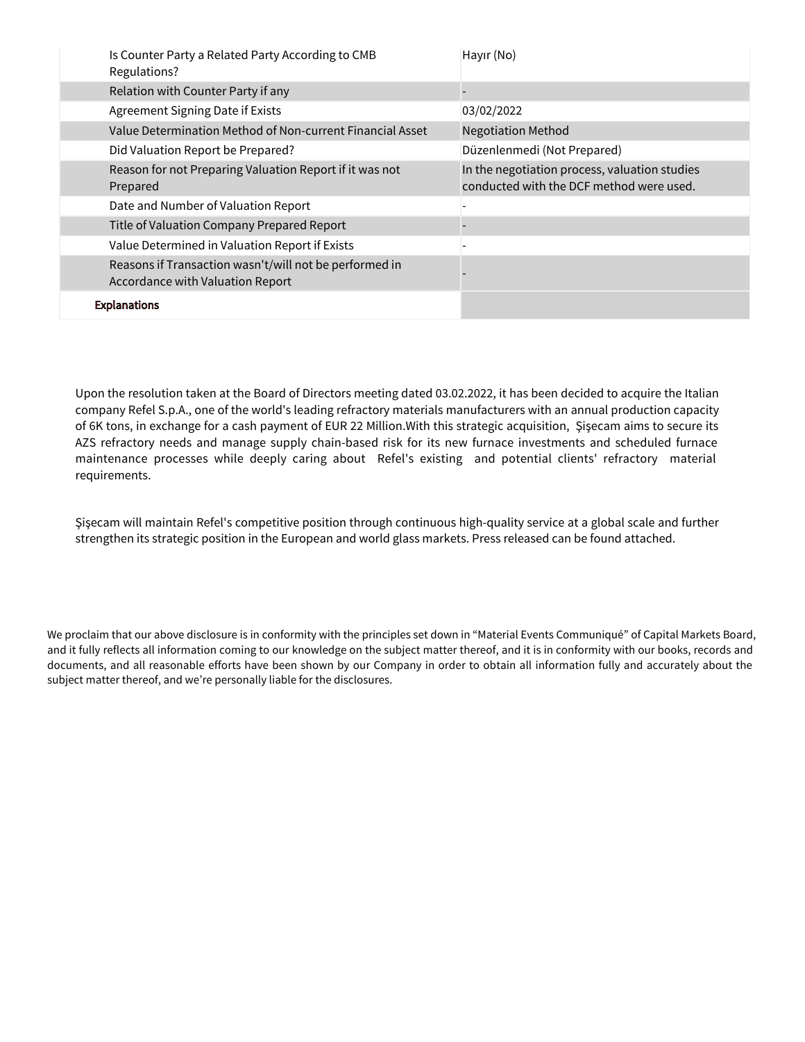| | |
|---|---|
| Is Counter Party a Related Party According to CMB Regulations? | Hayır (No) |
| Relation with Counter Party if any | - |
| Agreement Signing Date if Exists | 03/02/2022 |
| Value Determination Method of Non-current Financial Asset | Negotiation Method |
| Did Valuation Report be Prepared? | Düzenlenmedi (Not Prepared) |
| Reason for not Preparing Valuation Report if it was not Prepared | In the negotiation process, valuation studies conducted with the DCF method were used. |
| Date and Number of Valuation Report | - |
| Title of Valuation Company Prepared Report | - |
| Value Determined in Valuation Report if Exists | - |
| Reasons if Transaction wasn't/will not be performed in Accordance with Valuation Report | - |
| **Explanations** | |

Upon the resolution taken at the Board of Directors meeting dated 03.02.2022, it has been decided to acquire the Italian company Refel S.p.A., one of the world's leading refractory materials manufacturers with an annual production capacity of 6K tons, in exchange for a cash payment of EUR 22 Million.With this strategic acquisition, Şişecam aims to secure its AZS refractory needs and manage supply chain-based risk for its new furnace investments and scheduled furnace maintenance processes while deeply caring about Refel's existing and potential clients' refractory material requirements.

Şişecam will maintain Refel's competitive position through continuous high-quality service at a global scale and further strengthen its strategic position in the European and world glass markets. Press released can be found attached.

We proclaim that our above disclosure is in conformity with the principles set down in "Material Events Communiqué" of Capital Markets Board, and it fully reflects all information coming to our knowledge on the subject matter thereof, and it is in conformity with our books, records and documents, and all reasonable efforts have been shown by our Company in order to obtain all information fully and accurately about the subject matter thereof, and we're personally liable for the disclosures.